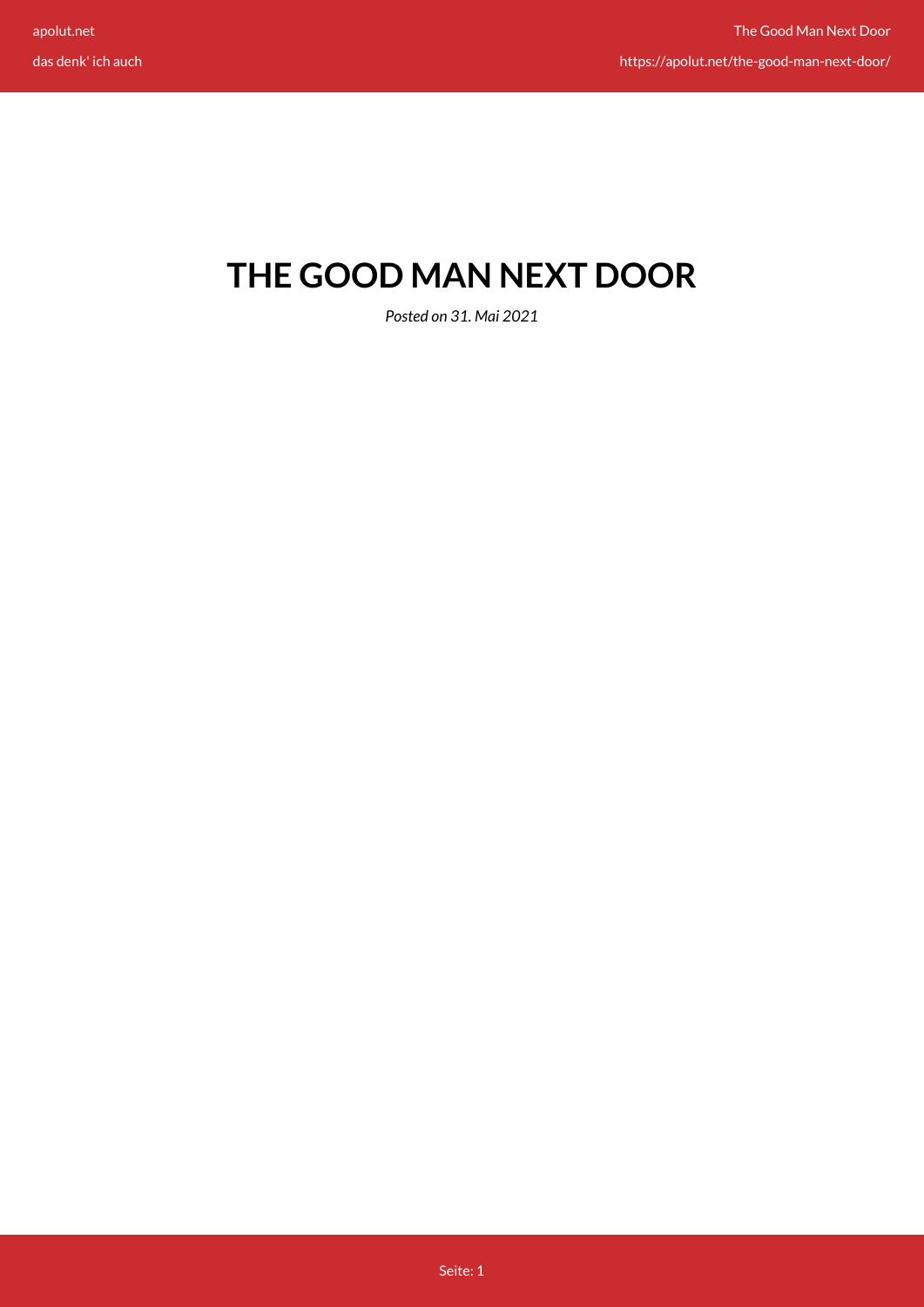# THE GOOD MAN NEXT DOOR

*Posted on 31. Mai 2021*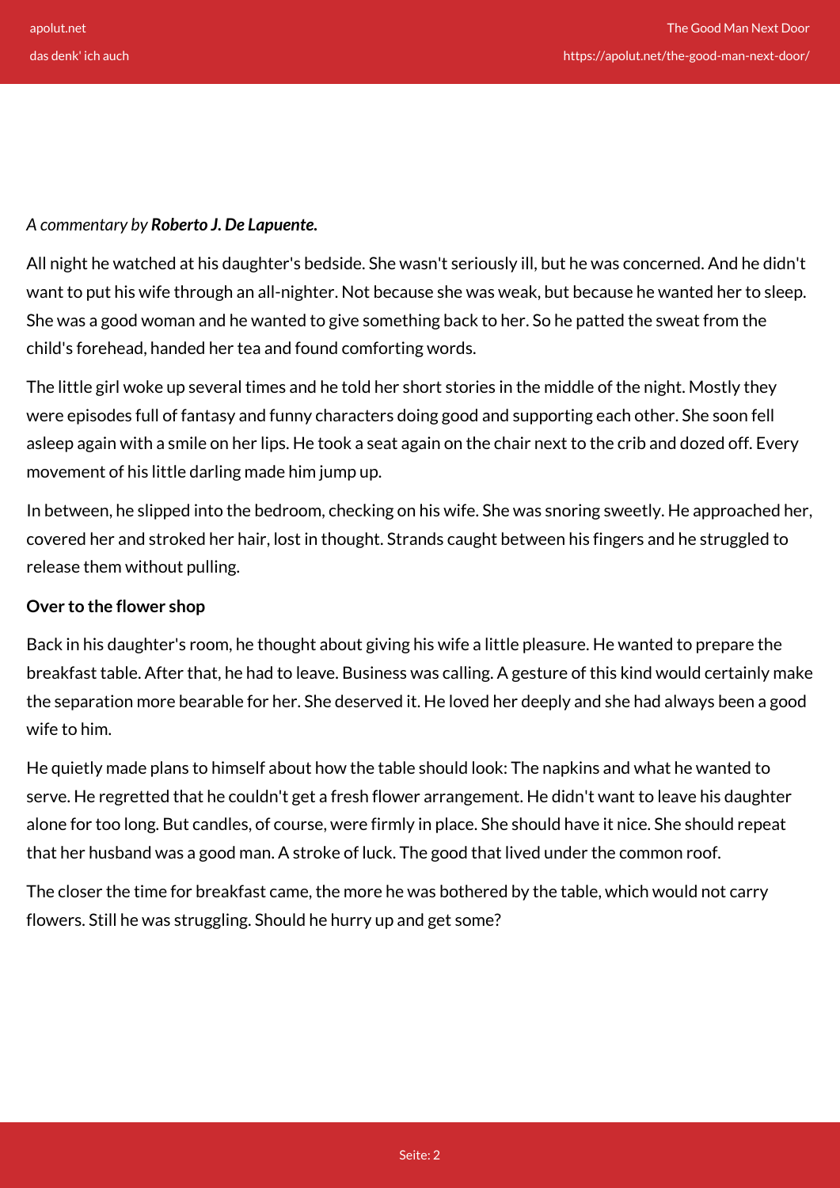*A commentary by **Roberto J. De Lapuente.***

All night he watched at his daughter's bedside. She wasn't seriously ill, but he was concerned. And he didn't want to put his wife through an all-nighter. Not because she was weak, but because he wanted her to sleep. She was a good woman and he wanted to give something back to her. So he patted the sweat from the child's forehead, handed her tea and found comforting words.

The little girl woke up several times and he told her short stories in the middle of the night. Mostly they were episodes full of fantasy and funny characters doing good and supporting each other. She soon fell asleep again with a smile on her lips. He took a seat again on the chair next to the crib and dozed off. Every movement of his little darling made him jump up.

In between, he slipped into the bedroom, checking on his wife. She was snoring sweetly. He approached her, covered her and stroked her hair, lost in thought. Strands caught between his fingers and he struggled to release them without pulling.

**Over to the flower shop**

Back in his daughter's room, he thought about giving his wife a little pleasure. He wanted to prepare the breakfast table. After that, he had to leave. Business was calling. A gesture of this kind would certainly make the separation more bearable for her. She deserved it. He loved her deeply and she had always been a good wife to him.

He quietly made plans to himself about how the table should look: The napkins and what he wanted to serve. He regretted that he couldn't get a fresh flower arrangement. He didn't want to leave his daughter alone for too long. But candles, of course, were firmly in place. She should have it nice. She should repeat that her husband was a good man. A stroke of luck. The good that lived under the common roof.

The closer the time for breakfast came, the more he was bothered by the table, which would not carry flowers. Still he was struggling. Should he hurry up and get some?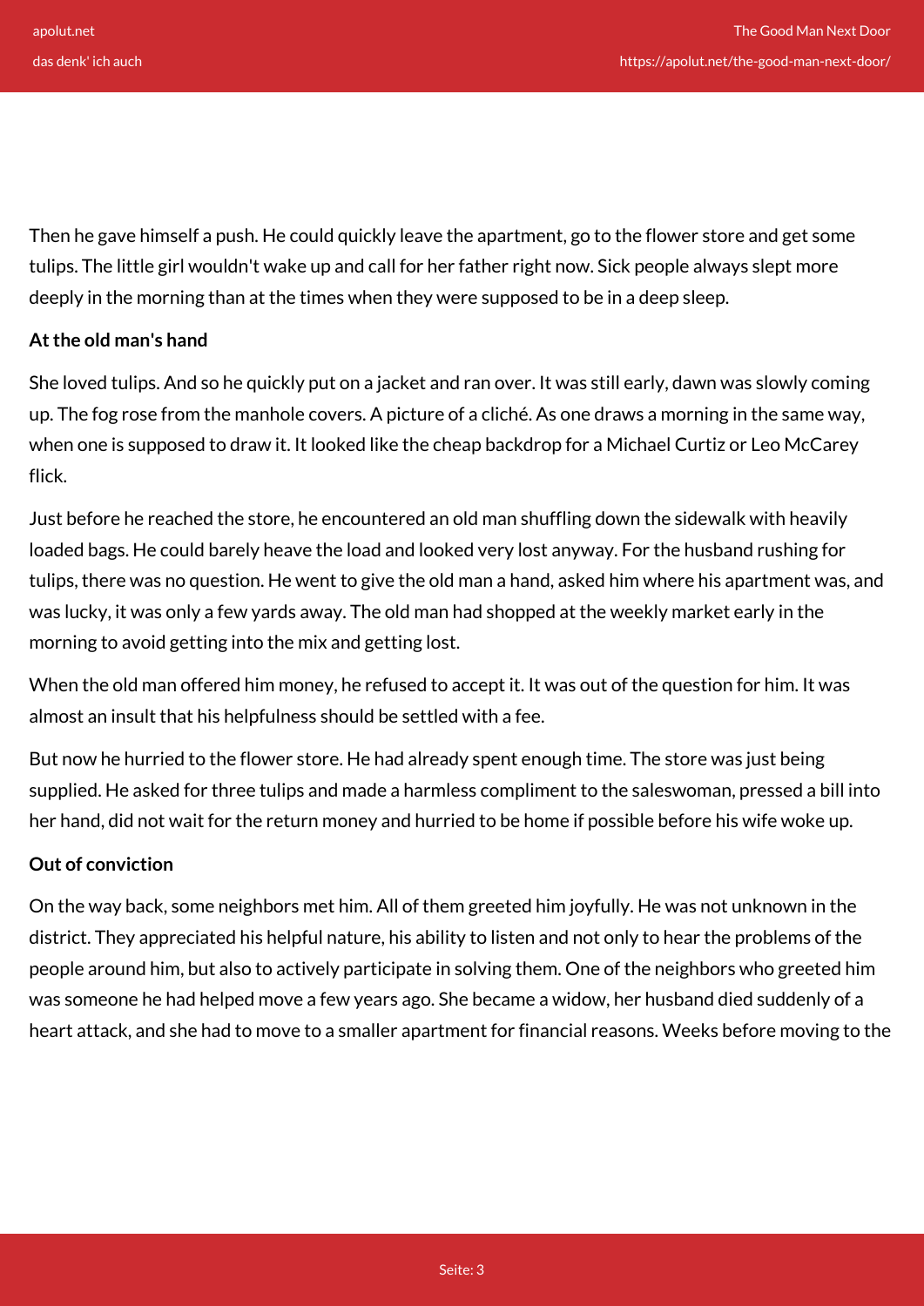Then he gave himself a push. He could quickly leave the apartment, go to the flower store and get some tulips. The little girl wouldn't wake up and call for her father right now. Sick people always slept more deeply in the morning than at the times when they were supposed to be in a deep sleep.

**At the old man's hand**

She loved tulips. And so he quickly put on a jacket and ran over. It was still early, dawn was slowly coming up. The fog rose from the manhole covers. A picture of a cliché. As one draws a morning in the same way, when one is supposed to draw it. It looked like the cheap backdrop for a Michael Curtiz or Leo McCarey flick.

Just before he reached the store, he encountered an old man shuffling down the sidewalk with heavily loaded bags. He could barely heave the load and looked very lost anyway. For the husband rushing for tulips, there was no question. He went to give the old man a hand, asked him where his apartment was, and was lucky, it was only a few yards away. The old man had shopped at the weekly market early in the morning to avoid getting into the mix and getting lost.

When the old man offered him money, he refused to accept it. It was out of the question for him. It was almost an insult that his helpfulness should be settled with a fee.

But now he hurried to the flower store. He had already spent enough time. The store was just being supplied. He asked for three tulips and made a harmless compliment to the saleswoman, pressed a bill into her hand, did not wait for the return money and hurried to be home if possible before his wife woke up.

**Out of conviction**

On the way back, some neighbors met him. All of them greeted him joyfully. He was not unknown in the district. They appreciated his helpful nature, his ability to listen and not only to hear the problems of the people around him, but also to actively participate in solving them. One of the neighbors who greeted him was someone he had helped move a few years ago. She became a widow, her husband died suddenly of a heart attack, and she had to move to a smaller apartment for financial reasons. Weeks before moving to the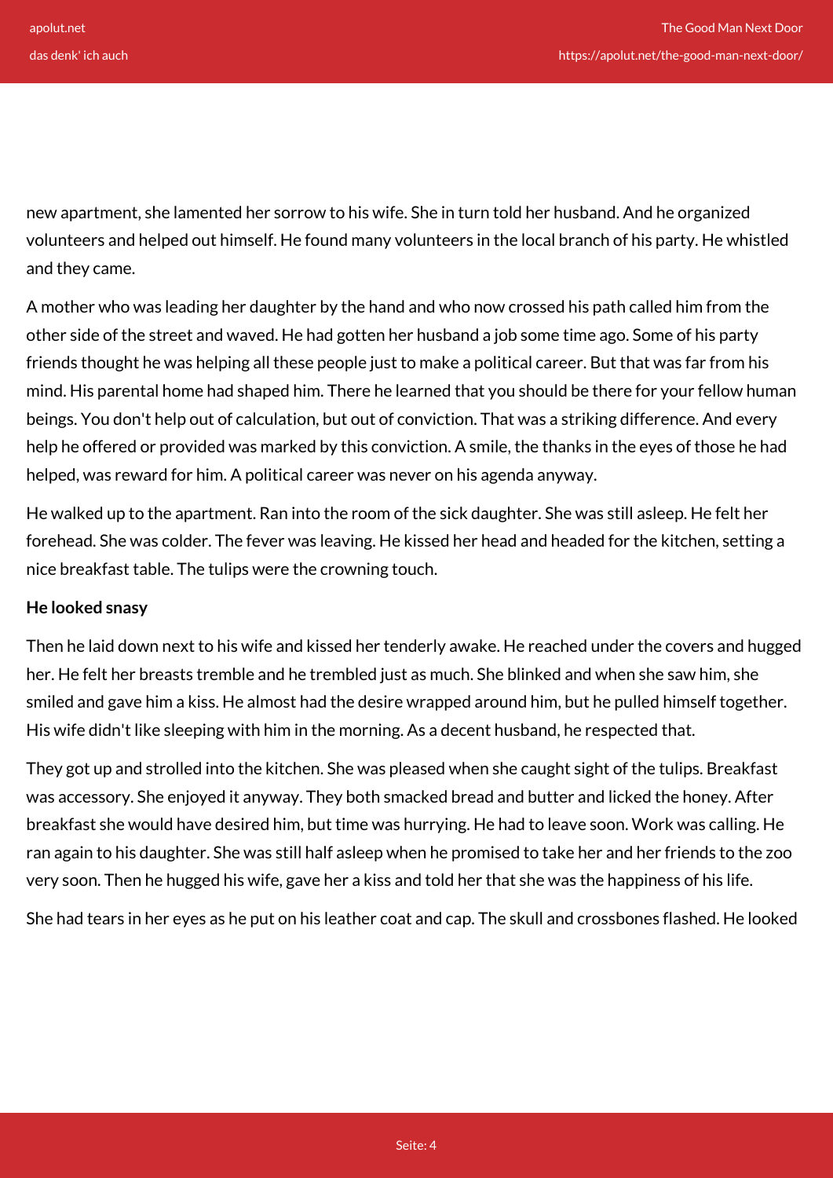new apartment, she lamented her sorrow to his wife. She in turn told her husband. And he organized volunteers and helped out himself. He found many volunteers in the local branch of his party. He whistled and they came.

A mother who was leading her daughter by the hand and who now crossed his path called him from the other side of the street and waved. He had gotten her husband a job some time ago. Some of his party friends thought he was helping all these people just to make a political career. But that was far from his mind. His parental home had shaped him. There he learned that you should be there for your fellow human beings. You don't help out of calculation, but out of conviction. That was a striking difference. And every help he offered or provided was marked by this conviction. A smile, the thanks in the eyes of those he had helped, was reward for him. A political career was never on his agenda anyway.

He walked up to the apartment. Ran into the room of the sick daughter. She was still asleep. He felt her forehead. She was colder. The fever was leaving. He kissed her head and headed for the kitchen, setting a nice breakfast table. The tulips were the crowning touch.

**He looked snasy**

Then he laid down next to his wife and kissed her tenderly awake. He reached under the covers and hugged her. He felt her breasts tremble and he trembled just as much. She blinked and when she saw him, she smiled and gave him a kiss. He almost had the desire wrapped around him, but he pulled himself together. His wife didn't like sleeping with him in the morning. As a decent husband, he respected that.

They got up and strolled into the kitchen. She was pleased when she caught sight of the tulips. Breakfast was accessory. She enjoyed it anyway. They both smacked bread and butter and licked the honey. After breakfast she would have desired him, but time was hurrying. He had to leave soon. Work was calling. He ran again to his daughter. She was still half asleep when he promised to take her and her friends to the zoo very soon. Then he hugged his wife, gave her a kiss and told her that she was the happiness of his life.

She had tears in her eyes as he put on his leather coat and cap. The skull and crossbones flashed. He looked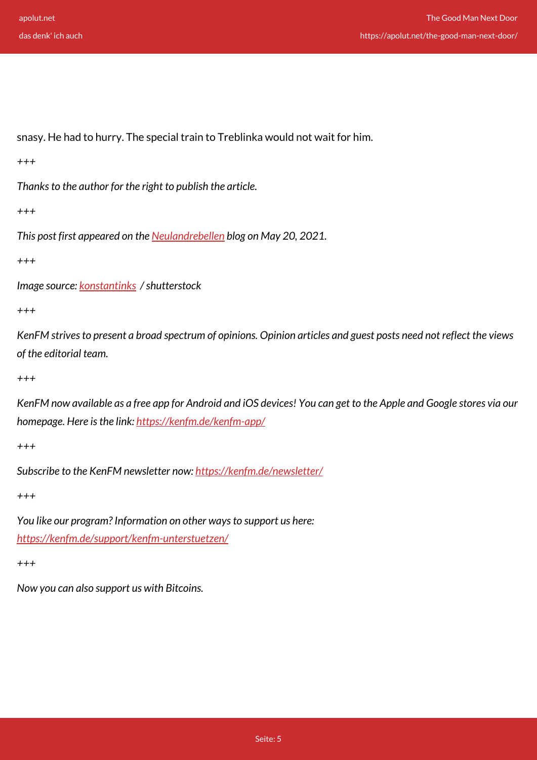snasy. He had to hurry. The special train to Treblinka would not wait for him.

*+++*

*Thanks to the author for the right to publish the article.*

*+++*

*This post first appeared on the Neulandrebellen blog on May 20, 2021.*

*+++*

*Image source: konstantinks / shutterstock*

*+++*

*KenFM strives to present a broad spectrum of opinions. Opinion articles and guest posts need not reflect the views of the editorial team.*

*+++*

*KenFM now available as a free app for Android and iOS devices! You can get to the Apple and Google stores via our homepage. Here is the link: https://kenfm.de/kenfm-app/*

*+++*

*Subscribe to the KenFM newsletter now: https://kenfm.de/newsletter/*

*+++*

*You like our program? Information on other ways to support us here: https://kenfm.de/support/kenfm-unterstuetzen/*

*+++*

*Now you can also support us with Bitcoins.*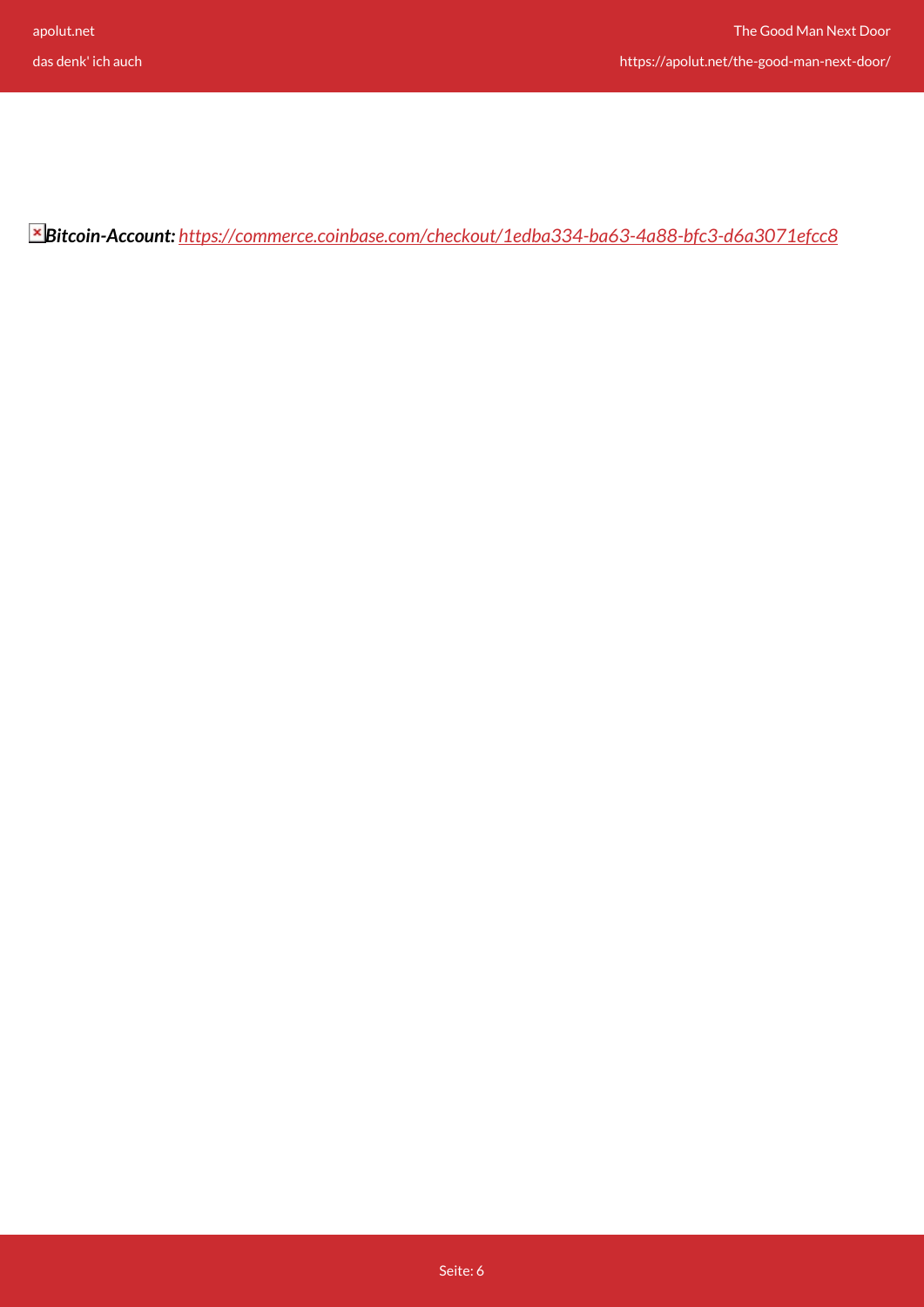***Bitcoin-Account:*** *https://commerce.coinbase.com/checkout/1edba334-ba63-4a88-bfc3-d6a3071efcc8*